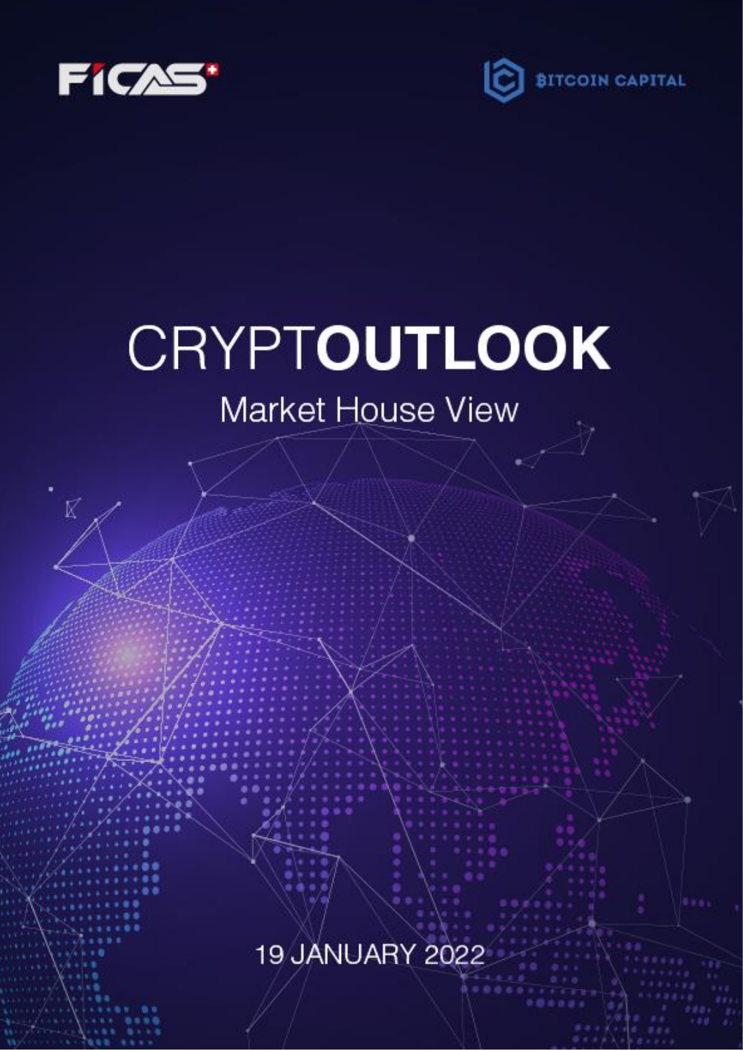FICAS

BITCOIN CAPITAL

# CRYPTOUTLOOK

## Market House View

19 JANUARY 2022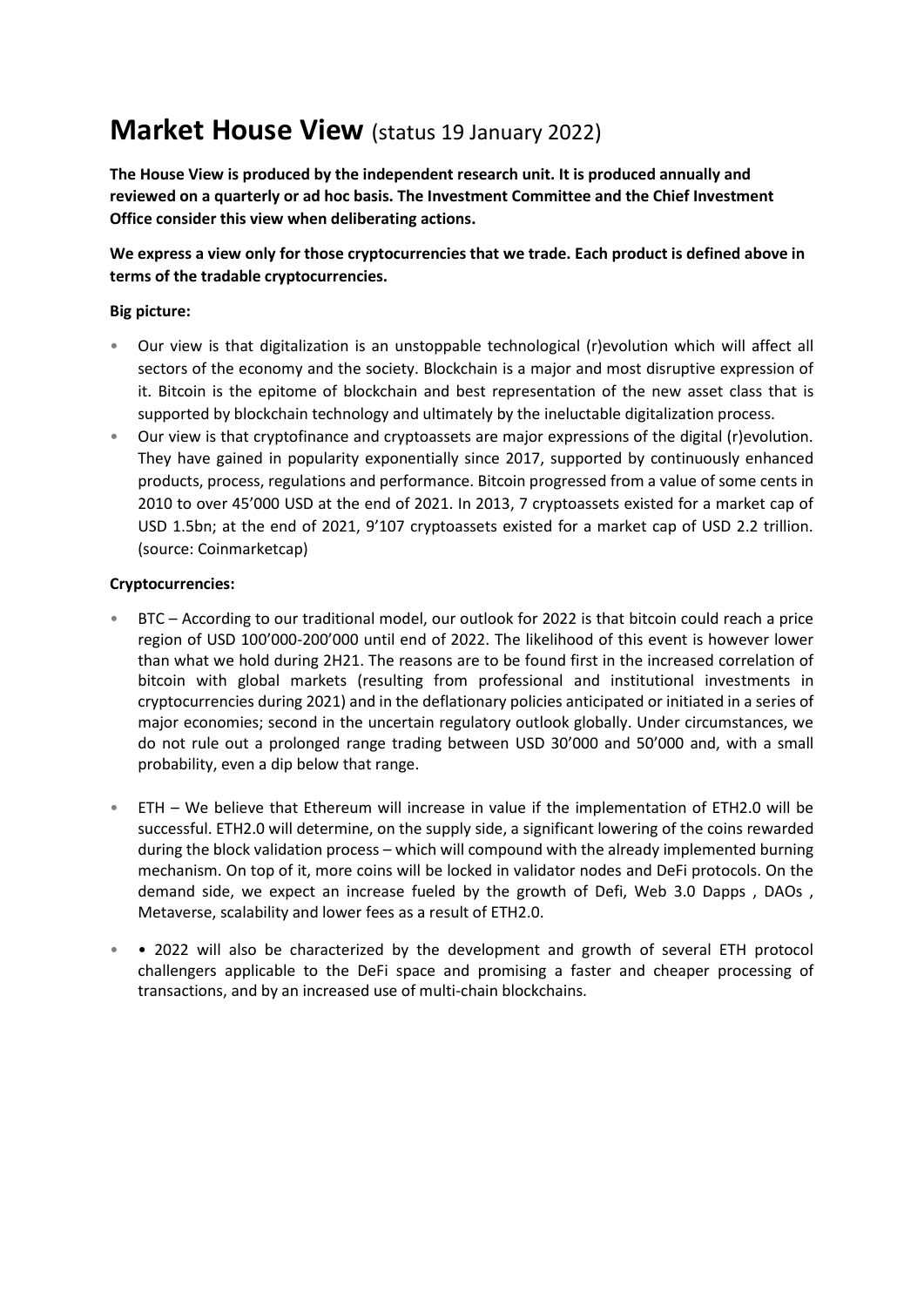# Market House View (status 19 January 2022)

**The House View is produced by the independent research unit. It is produced annually and reviewed on a quarterly or ad hoc basis. The Investment Committee and the Chief Investment Office consider this view when deliberating actions.**

**We express a view only for those cryptocurrencies that we trade. Each product is defined above in terms of the tradable cryptocurrencies.**

**Big picture:**

- Our view is that digitalization is an unstoppable technological (r)evolution which will affect all sectors of the economy and the society. Blockchain is a major and most disruptive expression of it. Bitcoin is the epitome of blockchain and best representation of the new asset class that is supported by blockchain technology and ultimately by the ineluctable digitalization process.
- Our view is that cryptofinance and cryptoassets are major expressions of the digital (r)evolution. They have gained in popularity exponentially since 2017, supported by continuously enhanced products, process, regulations and performance. Bitcoin progressed from a value of some cents in 2010 to over 45'000 USD at the end of 2021. In 2013, 7 cryptoassets existed for a market cap of USD 1.5bn; at the end of 2021, 9'107 cryptoassets existed for a market cap of USD 2.2 trillion. (source: Coinmarketcap)

**Cryptocurrencies:**

- BTC – According to our traditional model, our outlook for 2022 is that bitcoin could reach a price region of USD 100'000-200'000 until end of 2022. The likelihood of this event is however lower than what we hold during 2H21. The reasons are to be found first in the increased correlation of bitcoin with global markets (resulting from professional and institutional investments in cryptocurrencies during 2021) and in the deflationary policies anticipated or initiated in a series of major economies; second in the uncertain regulatory outlook globally. Under circumstances, we do not rule out a prolonged range trading between USD 30'000 and 50'000 and, with a small probability, even a dip below that range.

- ETH – We believe that Ethereum will increase in value if the implementation of ETH2.0 will be successful. ETH2.0 will determine, on the supply side, a significant lowering of the coins rewarded during the block validation process – which will compound with the already implemented burning mechanism. On top of it, more coins will be locked in validator nodes and DeFi protocols. On the demand side, we expect an increase fueled by the growth of Defi, Web 3.0 Dapps , DAOs , Metaverse, scalability and lower fees as a result of ETH2.0.

- • 2022 will also be characterized by the development and growth of several ETH protocol challengers applicable to the DeFi space and promising a faster and cheaper processing of transactions, and by an increased use of multi-chain blockchains.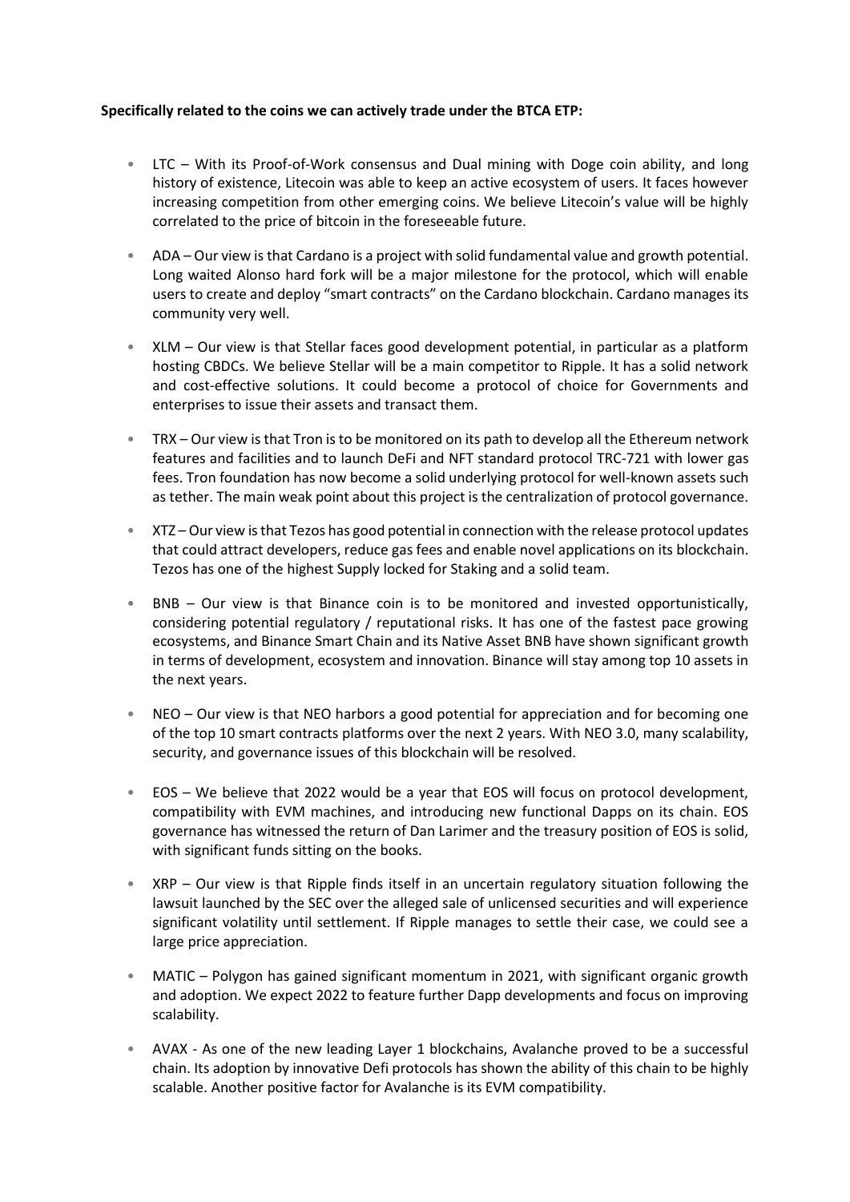**Specifically related to the coins we can actively trade under the BTCA ETP:**

- LTC – With its Proof-of-Work consensus and Dual mining with Doge coin ability, and long history of existence, Litecoin was able to keep an active ecosystem of users. It faces however increasing competition from other emerging coins. We believe Litecoin's value will be highly correlated to the price of bitcoin in the foreseeable future.

- ADA – Our view is that Cardano is a project with solid fundamental value and growth potential. Long waited Alonso hard fork will be a major milestone for the protocol, which will enable users to create and deploy "smart contracts" on the Cardano blockchain. Cardano manages its community very well.

- XLM – Our view is that Stellar faces good development potential, in particular as a platform hosting CBDCs. We believe Stellar will be a main competitor to Ripple. It has a solid network and cost-effective solutions. It could become a protocol of choice for Governments and enterprises to issue their assets and transact them.

- TRX – Our view is that Tron is to be monitored on its path to develop all the Ethereum network features and facilities and to launch DeFi and NFT standard protocol TRC-721 with lower gas fees. Tron foundation has now become a solid underlying protocol for well-known assets such as tether. The main weak point about this project is the centralization of protocol governance.

- XTZ – Our view is that Tezos has good potential in connection with the release protocol updates that could attract developers, reduce gas fees and enable novel applications on its blockchain. Tezos has one of the highest Supply locked for Staking and a solid team.

- BNB – Our view is that Binance coin is to be monitored and invested opportunistically, considering potential regulatory / reputational risks. It has one of the fastest pace growing ecosystems, and Binance Smart Chain and its Native Asset BNB have shown significant growth in terms of development, ecosystem and innovation. Binance will stay among top 10 assets in the next years.

- NEO – Our view is that NEO harbors a good potential for appreciation and for becoming one of the top 10 smart contracts platforms over the next 2 years. With NEO 3.0, many scalability, security, and governance issues of this blockchain will be resolved.

- EOS – We believe that 2022 would be a year that EOS will focus on protocol development, compatibility with EVM machines, and introducing new functional Dapps on its chain. EOS governance has witnessed the return of Dan Larimer and the treasury position of EOS is solid, with significant funds sitting on the books.

- XRP – Our view is that Ripple finds itself in an uncertain regulatory situation following the lawsuit launched by the SEC over the alleged sale of unlicensed securities and will experience significant volatility until settlement. If Ripple manages to settle their case, we could see a large price appreciation.

- MATIC – Polygon has gained significant momentum in 2021, with significant organic growth and adoption. We expect 2022 to feature further Dapp developments and focus on improving scalability.

- AVAX - As one of the new leading Layer 1 blockchains, Avalanche proved to be a successful chain. Its adoption by innovative Defi protocols has shown the ability of this chain to be highly scalable. Another positive factor for Avalanche is its EVM compatibility.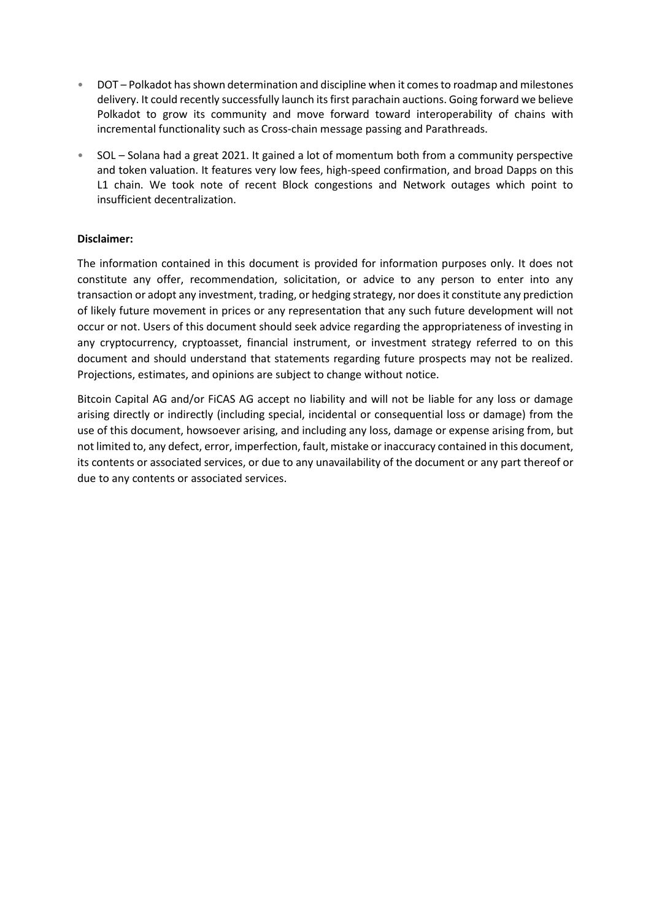- DOT – Polkadot has shown determination and discipline when it comes to roadmap and milestones delivery. It could recently successfully launch its first parachain auctions. Going forward we believe Polkadot to grow its community and move forward toward interoperability of chains with incremental functionality such as Cross-chain message passing and Parathreads.
- SOL – Solana had a great 2021. It gained a lot of momentum both from a community perspective and token valuation. It features very low fees, high-speed confirmation, and broad Dapps on this L1 chain. We took note of recent Block congestions and Network outages which point to insufficient decentralization.

**Disclaimer:**

The information contained in this document is provided for information purposes only. It does not constitute any offer, recommendation, solicitation, or advice to any person to enter into any transaction or adopt any investment, trading, or hedging strategy, nor does it constitute any prediction of likely future movement in prices or any representation that any such future development will not occur or not. Users of this document should seek advice regarding the appropriateness of investing in any cryptocurrency, cryptoasset, financial instrument, or investment strategy referred to on this document and should understand that statements regarding future prospects may not be realized. Projections, estimates, and opinions are subject to change without notice.

Bitcoin Capital AG and/or FiCAS AG accept no liability and will not be liable for any loss or damage arising directly or indirectly (including special, incidental or consequential loss or damage) from the use of this document, howsoever arising, and including any loss, damage or expense arising from, but not limited to, any defect, error, imperfection, fault, mistake or inaccuracy contained in this document, its contents or associated services, or due to any unavailability of the document or any part thereof or due to any contents or associated services.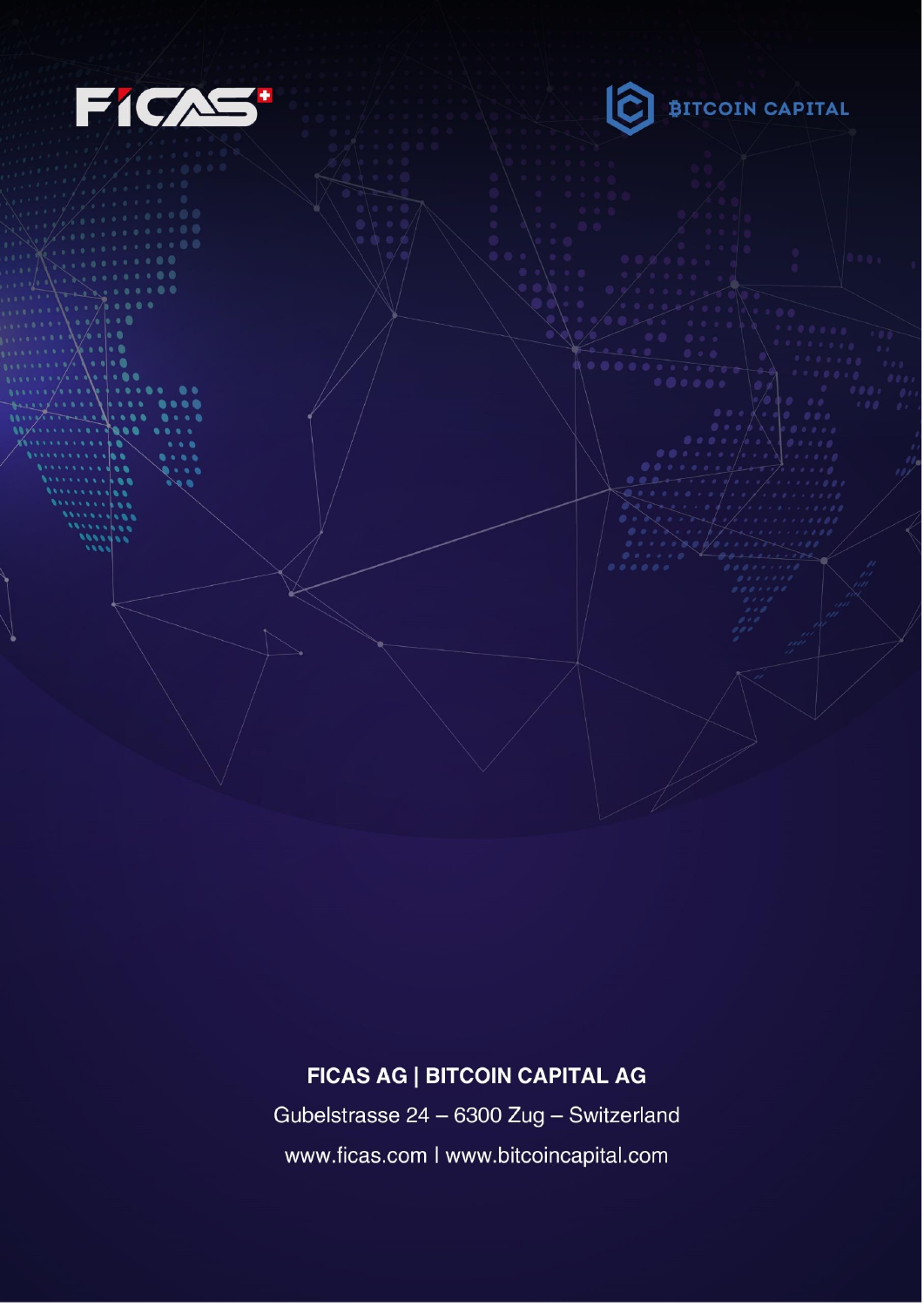FICAS AG | BITCOIN CAPITAL AG

**FICAS AG | BITCOIN CAPITAL AG**

Gubelstrasse 24 – 6300 Zug – Switzerland

www.ficas.com | www.bitcoincapital.com